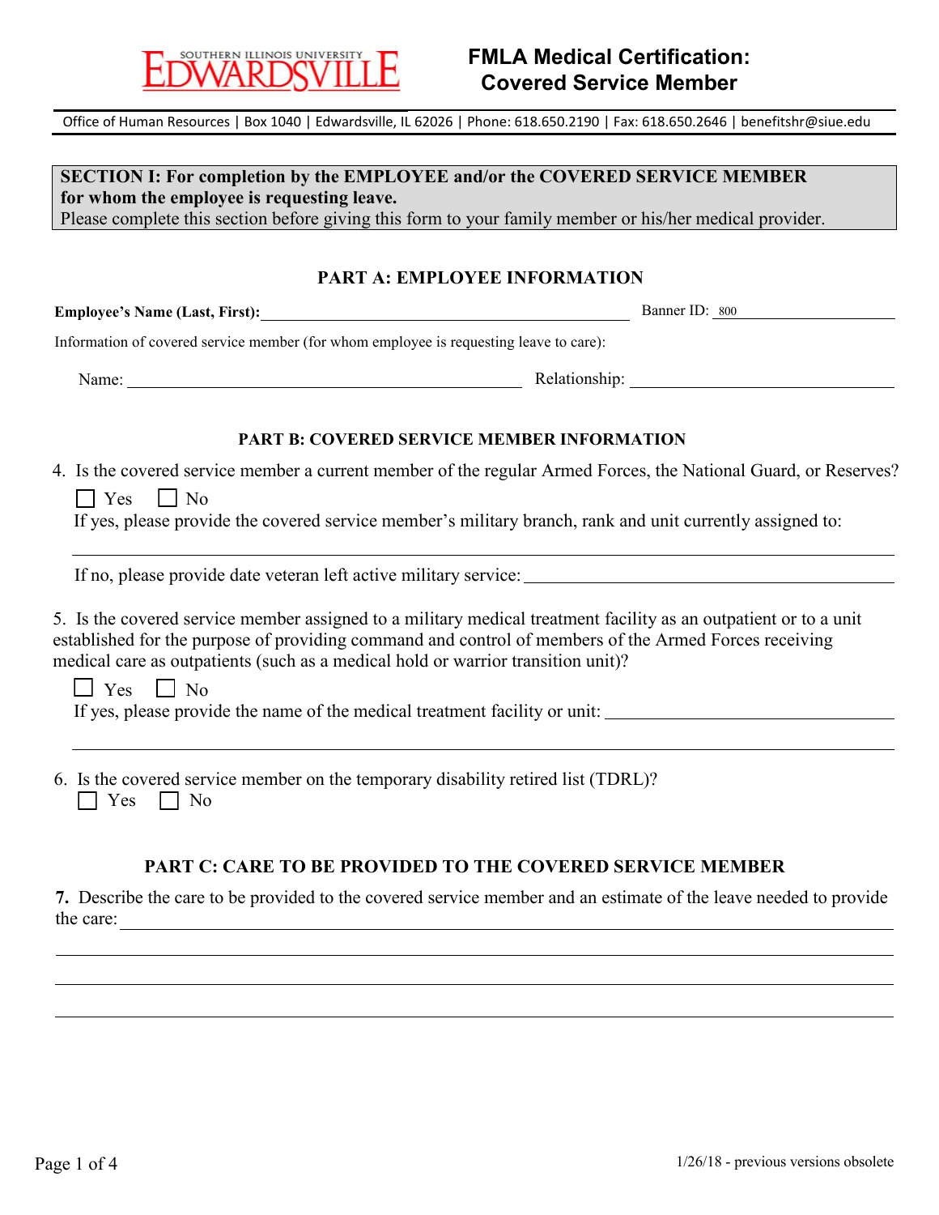SOUTHERN ILLINOIS UNIVERSITY EDWARDSVILLE

# FMLA Medical Certification: Covered Service Member

Office of Human Resources | Box 1040 | Edwardsville, IL 62026 | Phone: 618.650.2190 | Fax: 618.650.2646 | benefitshr@siue.edu

**SECTION I: For completion by the EMPLOYEE and/or the COVERED SERVICE MEMBER for whom the employee is requesting leave.**
Please complete this section before giving this form to your family member or his/her medical provider.

## PART A: EMPLOYEE INFORMATION

**Employee's Name (Last, First):** ______________________ Banner ID: 800__________

Information of covered service member (for whom employee is requesting leave to care):

Name: ______________________ Relationship: ______________________

## PART B: COVERED SERVICE MEMBER INFORMATION

4. Is the covered service member a current member of the regular Armed Forces, the National Guard, or Reserves?

☐ Yes ☐ No

If yes, please provide the covered service member's military branch, rank and unit currently assigned to:

______________________________________________

If no, please provide date veteran left active military service: ______________________

5. Is the covered service member assigned to a military medical treatment facility as an outpatient or to a unit established for the purpose of providing command and control of members of the Armed Forces receiving medical care as outpatients (such as a medical hold or warrior transition unit)?

☐ Yes ☐ No

If yes, please provide the name of the medical treatment facility or unit: ______________________

______________________________________________

6. Is the covered service member on the temporary disability retired list (TDRL)?

☐ Yes ☐ No

## PART C: CARE TO BE PROVIDED TO THE COVERED SERVICE MEMBER

**7.** Describe the care to be provided to the covered service member and an estimate of the leave needed to provide the care: ______________________

______________________________________________

______________________________________________

______________________________________________

1/26/18 - previous versions obsolete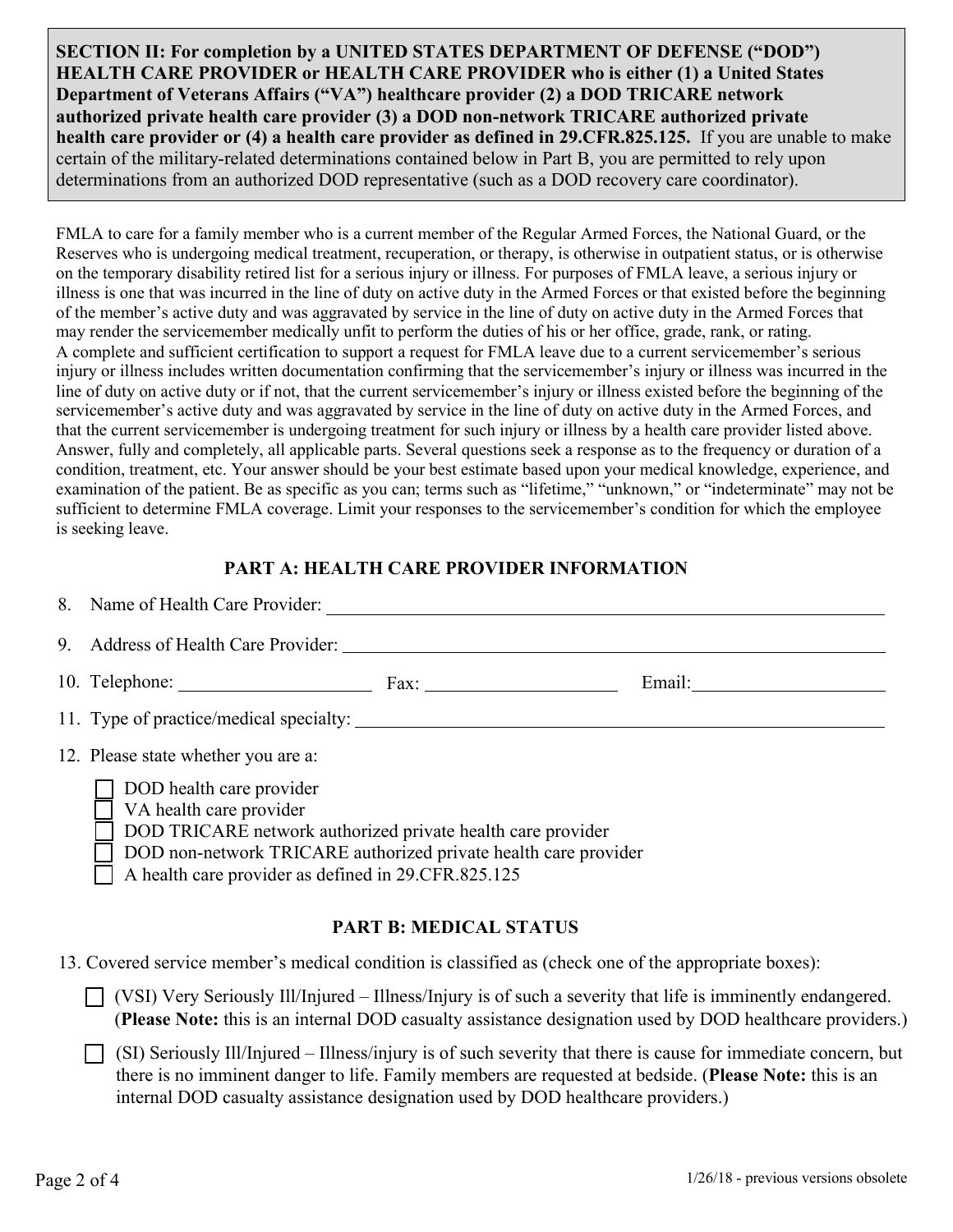**SECTION II: For completion by a UNITED STATES DEPARTMENT OF DEFENSE ("DOD") HEALTH CARE PROVIDER or HEALTH CARE PROVIDER who is either (1) a United States Department of Veterans Affairs ("VA") healthcare provider (2) a DOD TRICARE network authorized private health care provider (3) a DOD non-network TRICARE authorized private health care provider or (4) a health care provider as defined in 29.CFR.825.125.** If you are unable to make certain of the military-related determinations contained below in Part B, you are permitted to rely upon determinations from an authorized DOD representative (such as a DOD recovery care coordinator).

FMLA to care for a family member who is a current member of the Regular Armed Forces, the National Guard, or the Reserves who is undergoing medical treatment, recuperation, or therapy, is otherwise in outpatient status, or is otherwise on the temporary disability retired list for a serious injury or illness. For purposes of FMLA leave, a serious injury or illness is one that was incurred in the line of duty on active duty in the Armed Forces or that existed before the beginning of the member's active duty and was aggravated by service in the line of duty on active duty in the Armed Forces that may render the servicemember medically unfit to perform the duties of his or her office, grade, rank, or rating.
A complete and sufficient certification to support a request for FMLA leave due to a current servicemember's serious injury or illness includes written documentation confirming that the servicemember's injury or illness was incurred in the line of duty on active duty or if not, that the current servicemember's injury or illness existed before the beginning of the servicemember's active duty and was aggravated by service in the line of duty on active duty in the Armed Forces, and that the current servicemember is undergoing treatment for such injury or illness by a health care provider listed above. Answer, fully and completely, all applicable parts. Several questions seek a response as to the frequency or duration of a condition, treatment, etc. Your answer should be your best estimate based upon your medical knowledge, experience, and examination of the patient. Be as specific as you can; terms such as "lifetime," "unknown," or "indeterminate" may not be sufficient to determine FMLA coverage. Limit your responses to the servicemember's condition for which the employee is seeking leave.

## PART A: HEALTH CARE PROVIDER INFORMATION

8. Name of Health Care Provider: ____________________

9. Address of Health Care Provider: ____________________

10. Telephone: ____________ Fax: ____________ Email: ____________

11. Type of practice/medical specialty: ____________________

12. Please state whether you are a:

- ☐ DOD health care provider
- ☐ VA health care provider
- ☐ DOD TRICARE network authorized private health care provider
- ☐ DOD non-network TRICARE authorized private health care provider
- ☐ A health care provider as defined in 29.CFR.825.125

## PART B: MEDICAL STATUS

13. Covered service member's medical condition is classified as (check one of the appropriate boxes):

- ☐ (VSI) Very Seriously Ill/Injured – Illness/Injury is of such a severity that life is imminently endangered. (**Please Note:** this is an internal DOD casualty assistance designation used by DOD healthcare providers.)
- ☐ (SI) Seriously Ill/Injured – Illness/injury is of such severity that there is cause for immediate concern, but there is no imminent danger to life. Family members are requested at bedside. (**Please Note:** this is an internal DOD casualty assistance designation used by DOD healthcare providers.)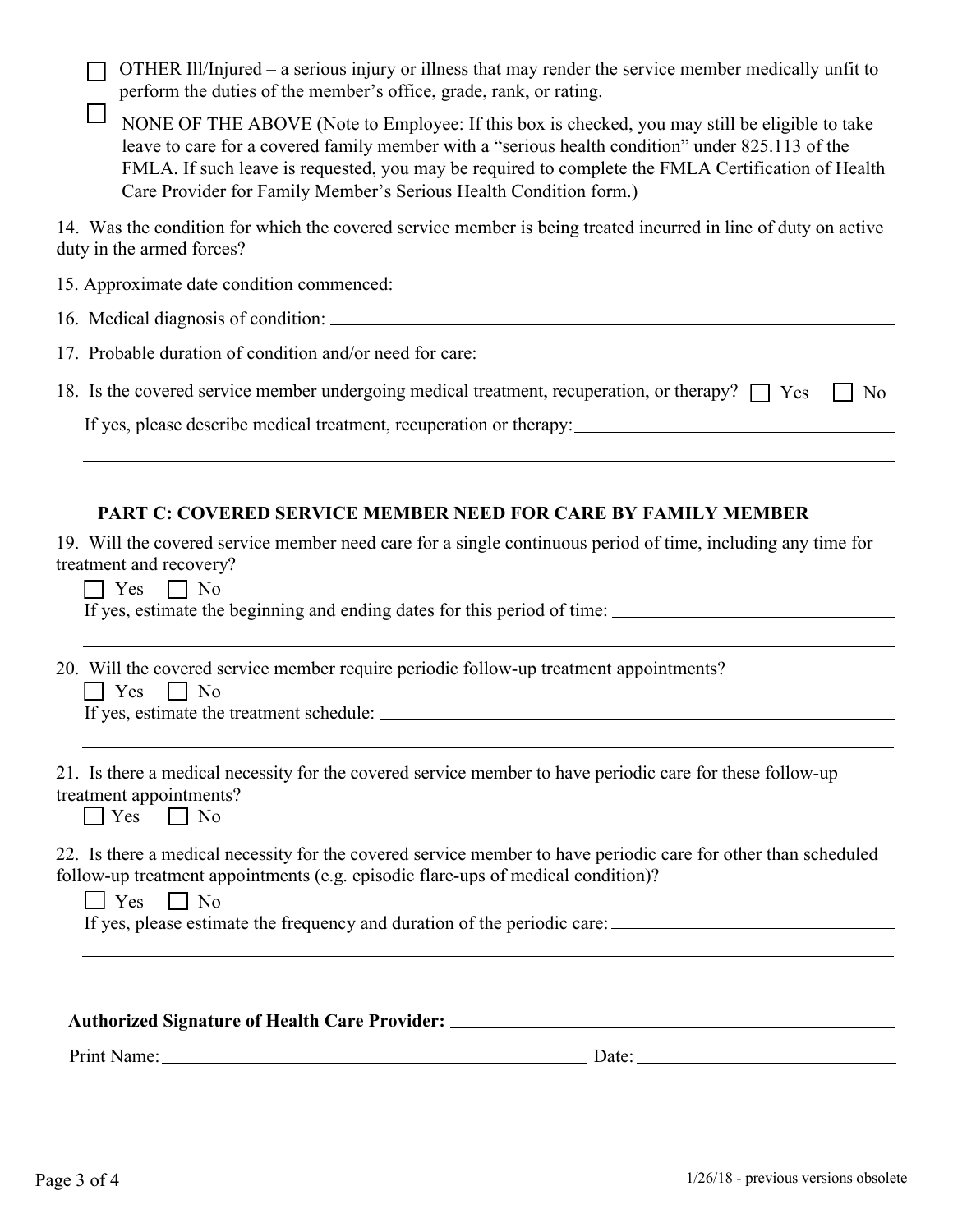☐ OTHER Ill/Injured – a serious injury or illness that may render the service member medically unfit to perform the duties of the member's office, grade, rank, or rating.

☐ NONE OF THE ABOVE (Note to Employee: If this box is checked, you may still be eligible to take leave to care for a covered family member with a "serious health condition" under 825.113 of the FMLA. If such leave is requested, you may be required to complete the FMLA Certification of Health Care Provider for Family Member's Serious Health Condition form.)

14. Was the condition for which the covered service member is being treated incurred in line of duty on active duty in the armed forces?

15. Approximate date condition commenced: ____________________

16. Medical diagnosis of condition: ____________________

17. Probable duration of condition and/or need for care: ____________________

18. Is the covered service member undergoing medical treatment, recuperation, or therapy? ☐ Yes ☐ No

If yes, please describe medical treatment, recuperation or therapy: ____________________

____________________

**PART C: COVERED SERVICE MEMBER NEED FOR CARE BY FAMILY MEMBER**

19. Will the covered service member need care for a single continuous period of time, including any time for treatment and recovery?

☐ Yes ☐ No

If yes, estimate the beginning and ending dates for this period of time: ____________________

____________________

20. Will the covered service member require periodic follow-up treatment appointments?

☐ Yes ☐ No

If yes, estimate the treatment schedule: ____________________

____________________

21. Is there a medical necessity for the covered service member to have periodic care for these follow-up treatment appointments?

☐ Yes ☐ No

22. Is there a medical necessity for the covered service member to have periodic care for other than scheduled follow-up treatment appointments (e.g. episodic flare-ups of medical condition)?

☐ Yes ☐ No

If yes, please estimate the frequency and duration of the periodic care: ____________________

____________________

**Authorized Signature of Health Care Provider:** ____________________

Print Name: ____________________ Date: ____________________

1/26/18 - previous versions obsolete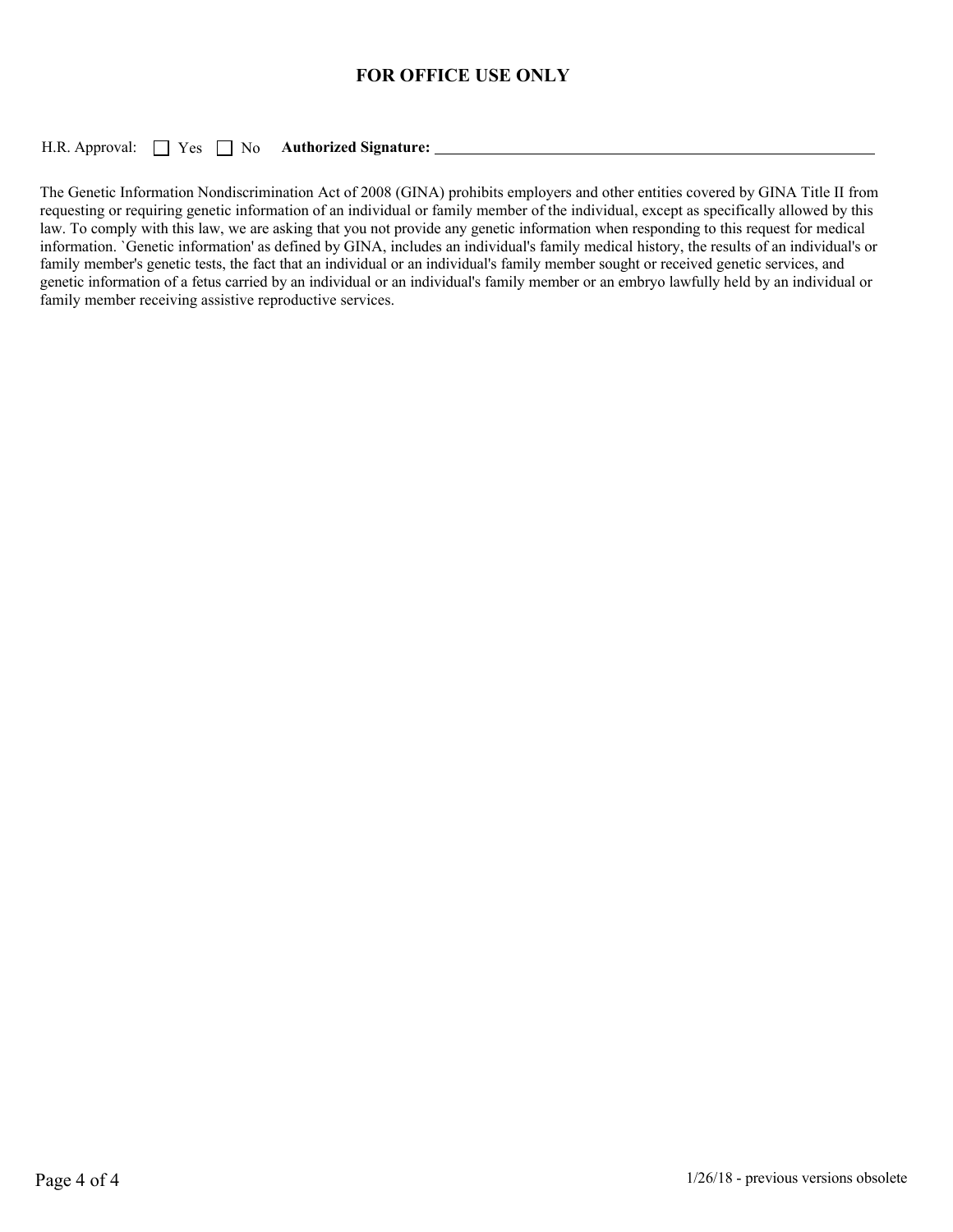## FOR OFFICE USE ONLY

H.R. Approval: ☐ Yes ☐ No **Authorized Signature:** ______________________________

The Genetic Information Nondiscrimination Act of 2008 (GINA) prohibits employers and other entities covered by GINA Title II from requesting or requiring genetic information of an individual or family member of the individual, except as specifically allowed by this law. To comply with this law, we are asking that you not provide any genetic information when responding to this request for medical information. `Genetic information' as defined by GINA, includes an individual's family medical history, the results of an individual's or family member's genetic tests, the fact that an individual or an individual's family member sought or received genetic services, and genetic information of a fetus carried by an individual or an individual's family member or an embryo lawfully held by an individual or family member receiving assistive reproductive services.

1/26/18 - previous versions obsolete